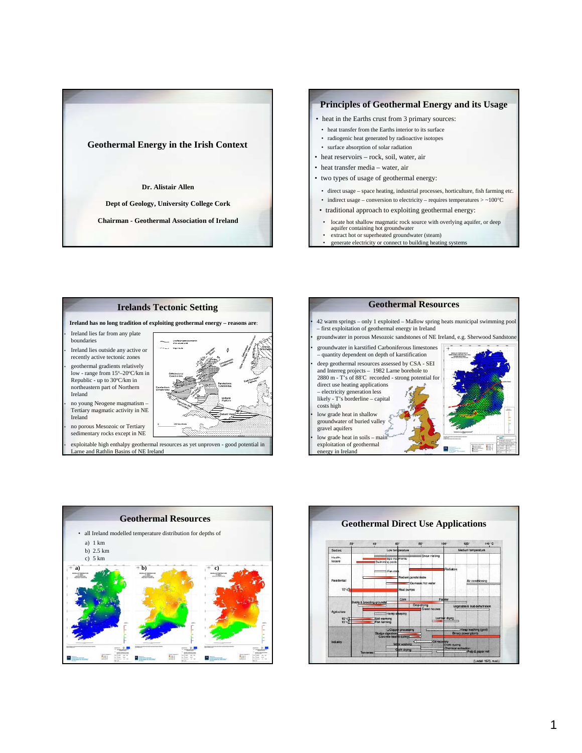# Geothermal Energy in the Irish Context

**Dr. Alistair Allen**

**Dept of Geology, University College Cork**

**Chairman - Geothermal Association of Ireland**

## Principles of Geothermal Energy and its Usage

- heat in the Earths crust from 3 primary sources:
  - heat transfer from the Earths interior to its surface
  - radiogenic heat generated by radioactive isotopes
  - surface absorption of solar radiation
- heat reservoirs – rock, soil, water, air
- heat transfer media – water, air
- two types of usage of geothermal energy:
  - direct usage – space heating, industrial processes, horticulture, fish farming etc.
  - indirect usage – conversion to electricity – requires temperatures > ~100°C
- traditional approach to exploiting geothermal energy:
  - locate hot shallow magmatic rock source with overlying aquifer, or deep aquifer containing hot groundwater
  - extract hot or superheated groundwater (steam)
  - generate electricity or connect to building heating systems

## Irelands Tectonic Setting

**Ireland has no long tradition of exploiting geothermal energy – reasons are**:

- Ireland lies far from any plate boundaries
- Ireland lies outside any active or recently active tectonic zones
- geothermal gradients relatively low - range from 15°–20°C/km in Republic - up to 30°C/km in northeastern part of Northern Ireland
- no young Neogene magmatism – Tertiary magmatic activity in NE Ireland
- no porous Mesozoic or Tertiary sedimentary rocks except in NE
- exploitable high enthalpy geothermal resources as yet unproven - good potential in Larne and Rathlin Basins of NE Ireland

## Geothermal Resources

- 42 warm springs – only 1 exploited – Mallow spring heats municipal swimming pool – first exploitation of geothermal energy in Ireland
- groundwater in porous Mesozoic sandstones of NE Ireland, e.g. Sherwood Sandstone
- groundwater in karstified Carboniferous limestones – quantity dependent on depth of karstification
- deep geothermal resources assessed by CSA - SEI and Interreg projects – 1982 Larne borehole to 2880 m - T's of 88°C recorded - strong potential for direct use heating applications – electricity generation less likely - T's borderline – capital costs high
- low grade heat in shallow groundwater of buried valley gravel aquifers
- low grade heat in soils – main exploitation of geothermal energy in Ireland

## Geothermal Resources

- all Ireland modelled temperature distribution for depths of
  - a) 1 km
  - b) 2.5 km
  - c) 5 km

## Geothermal Direct Use Applications

(Lindall 1973, mod.)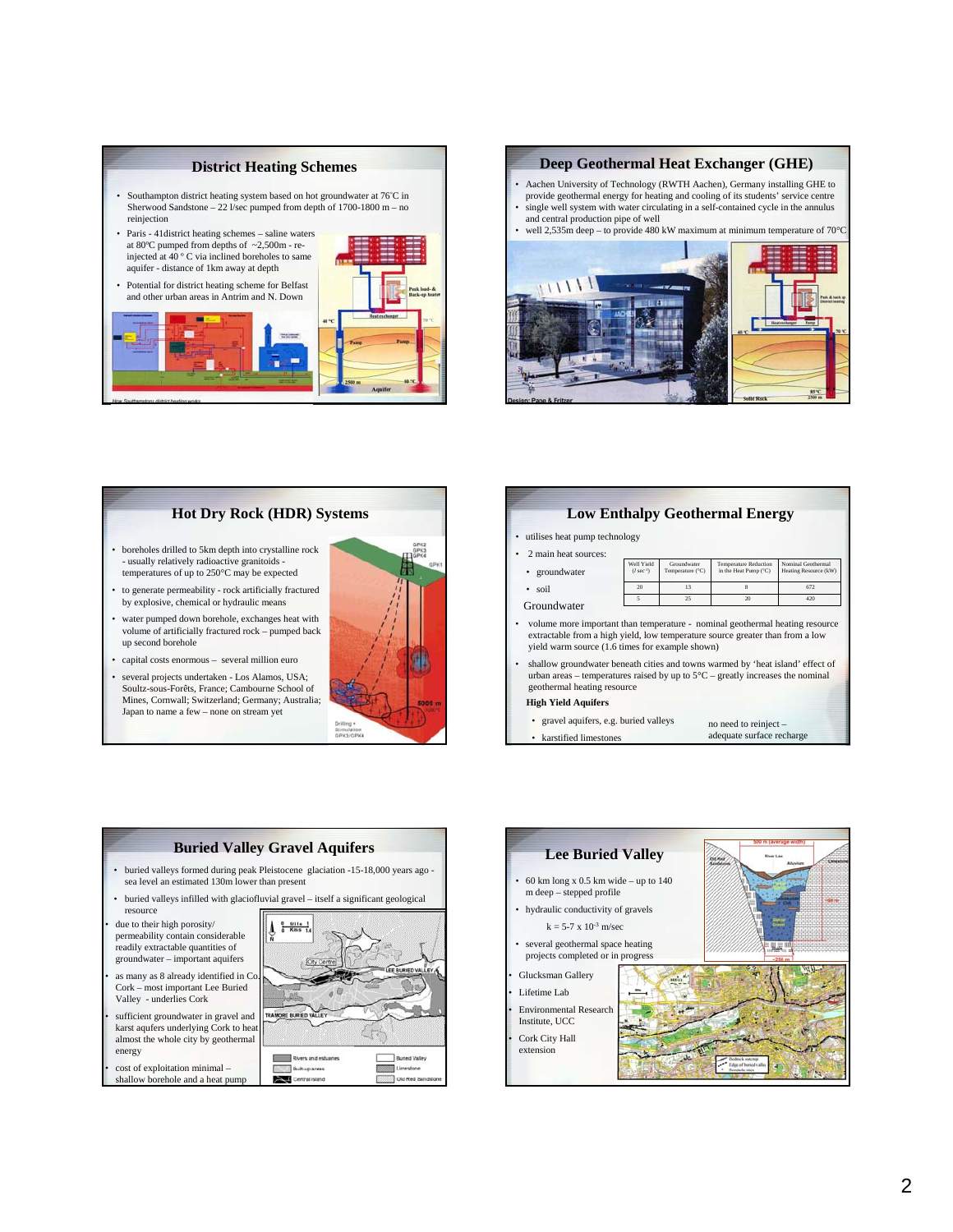## District Heating Schemes

- Southampton district heating system based on hot groundwater at 76°C in Sherwood Sandstone – 22 l/sec pumped from depth of 1700-1800 m – no reinjection
- Paris - 41district heating schemes – saline waters at 80°C pumped from depths of ~2,500m - re-injected at 40 ° C via inclined boreholes to same aquifer - distance of 1km away at depth
- Potential for district heating scheme for Belfast and other urban areas in Antrim and N. Down

*How Southampton district heating works*

## Deep Geothermal Heat Exchanger (GHE)

- Aachen University of Technology (RWTH Aachen), Germany installing GHE to provide geothermal energy for heating and cooling of its students' service centre
- single well system with water circulating in a self-contained cycle in the annulus and central production pipe of well
- well 2,535m deep – to provide 480 kW maximum at minimum temperature of 70°C

Design: Page & Fritzer

## Hot Dry Rock (HDR) Systems

- boreholes drilled to 5km depth into crystalline rock - usually relatively radioactive granitoids - temperatures of up to 250°C may be expected
- to generate permeability - rock artificially fractured by explosive, chemical or hydraulic means
- water pumped down borehole, exchanges heat with volume of artificially fractured rock – pumped back up second borehole
- capital costs enormous – several million euro
- several projects undertaken - Los Alamos, USA; Soultz-sous-Forêts, France; Cambourne School of Mines, Cornwall; Switzerland; Germany; Australia; Japan to name a few – none on stream yet

## Low Enthalpy Geothermal Energy

- utilises heat pump technology
- 2 main heat sources:
  - groundwater
  - soil

Groundwater

| Well Yield ($l\ sec^{-1}$) | Groundwater Temperature (°C) | Temperature Reduction in the Heat Pump (°C) | Nominal Geothermal Heating Resource (kW) |
|---|---|---|---|
| 20 | 13 | 8 | 672 |
| 5 | 25 | 20 | 420 |

- volume more important than temperature - nominal geothermal heating resource extractable from a high yield, low temperature source greater than from a low yield warm source (1.6 times for example shown)
- shallow groundwater beneath cities and towns warmed by 'heat island' effect of urban areas – temperatures raised by up to 5°C – greatly increases the nominal geothermal heating resource

**High Yield Aquifers**

- gravel aquifers, e.g. buried valleys
- karstified limestones

no need to reinject – adequate surface recharge

## Buried Valley Gravel Aquifers

- buried valleys formed during peak Pleistocene glaciation -15-18,000 years ago - sea level an estimated 130m lower than present
- buried valleys infilled with glaciofluvial gravel – itself a significant geological resource
- due to their high porosity/ permeability contain considerable readily extractable quantities of groundwater – important aquifers
- as many as 8 already identified in Co. Cork – most important Lee Buried Valley - underlies Cork
- sufficient groundwater in gravel and karst aqufers underlying Cork to heat almost the whole city by geothermal energy
- cost of exploitation minimal – shallow borehole and a heat pump

## Lee Buried Valley

- 60 km long x 0.5 km wide – up to 140 m deep – stepped profile
- hydraulic conductivity of gravels

  $k = 5\text{-}7 \times 10^{-3}$ m/sec

- several geothermal space heating projects completed or in progress

- Glucksman Gallery
- Lifetime Lab
- Environmental Research Institute, UCC
- Cork City Hall extension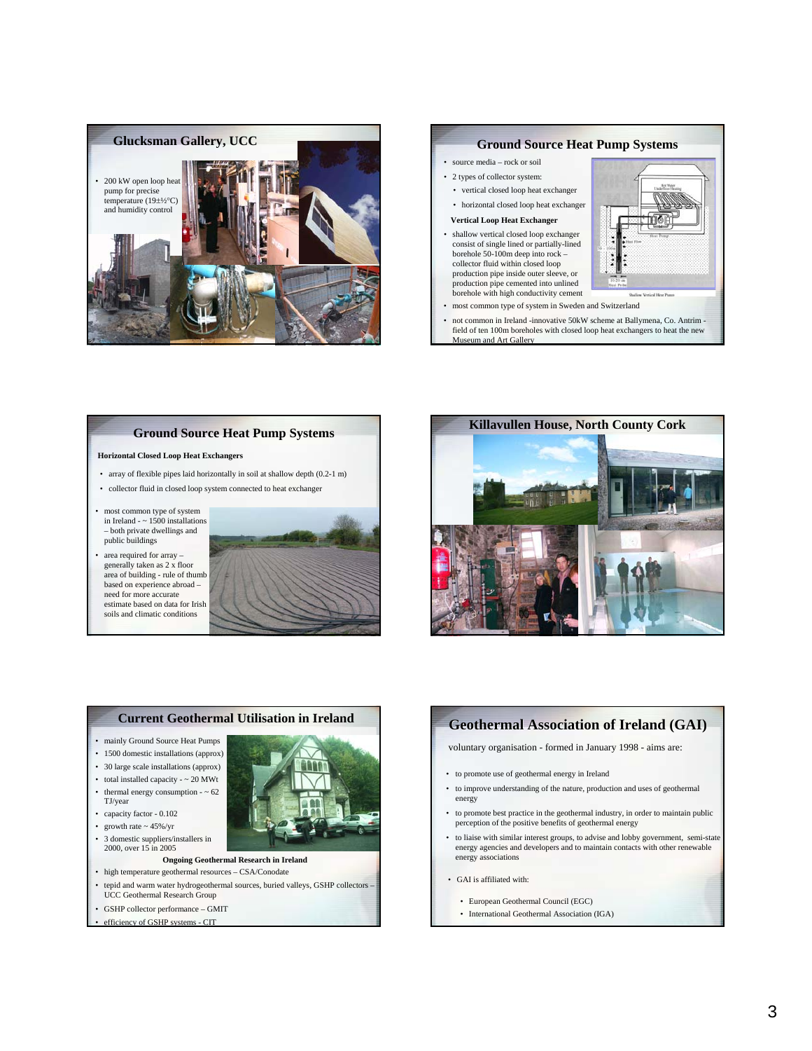## Glucksman Gallery, UCC

- 200 kW open loop heat pump for precise temperature (19±½°C) and humidity control

## Ground Source Heat Pump Systems

- source media – rock or soil
- 2 types of collector system:
  - vertical closed loop heat exchanger
  - horizontal closed loop heat exchanger

**Vertical Loop Heat Exchanger**

- shallow vertical closed loop exchanger consist of single lined or partially-lined borehole 50-100m deep into rock – collector fluid within closed loop production pipe inside outer sleeve, or production pipe cemented into unlined borehole with high conductivity cement
- most common type of system in Sweden and Switzerland
- not common in Ireland -innovative 50kW scheme at Ballymena, Co. Antrim - field of ten 100m boreholes with closed loop heat exchangers to heat the new Museum and Art Gallery

## Ground Source Heat Pump Systems

**Horizontal Closed Loop Heat Exchangers**

- array of flexible pipes laid horizontally in soil at shallow depth (0.2-1 m)
- collector fluid in closed loop system connected to heat exchanger
- most common type of system in Ireland - ~ 1500 installations – both private dwellings and public buildings
- area required for array – generally taken as 2 x floor area of building - rule of thumb based on experience abroad – need for more accurate estimate based on data for Irish soils and climatic conditions

## Killavullen House, North County Cork

## Current Geothermal Utilisation in Ireland

- mainly Ground Source Heat Pumps
- 1500 domestic installations (approx)
- 30 large scale installations (approx)
- total installed capacity - ~ 20 MWt
- thermal energy consumption - ~ 62 TJ/year
- capacity factor - 0.102
- growth rate ~ 45%/yr
- 3 domestic suppliers/installers in 2000, over 15 in 2005

**Ongoing Geothermal Research in Ireland**

- high temperature geothermal resources – CSA/Conodate
- tepid and warm water hydrogeothermal sources, buried valleys, GSHP collectors – UCC Geothermal Research Group
- GSHP collector performance – GMIT
- efficiency of GSHP systems - CIT

## Geothermal Association of Ireland (GAI)

voluntary organisation - formed in January 1998 - aims are:

- to promote use of geothermal energy in Ireland
- to improve understanding of the nature, production and uses of geothermal energy
- to promote best practice in the geothermal industry, in order to maintain public perception of the positive benefits of geothermal energy
- to liaise with similar interest groups, to advise and lobby government, semi-state energy agencies and developers and to maintain contacts with other renewable energy associations
- GAI is affiliated with:
  - European Geothermal Council (EGC)
  - International Geothermal Association (IGA)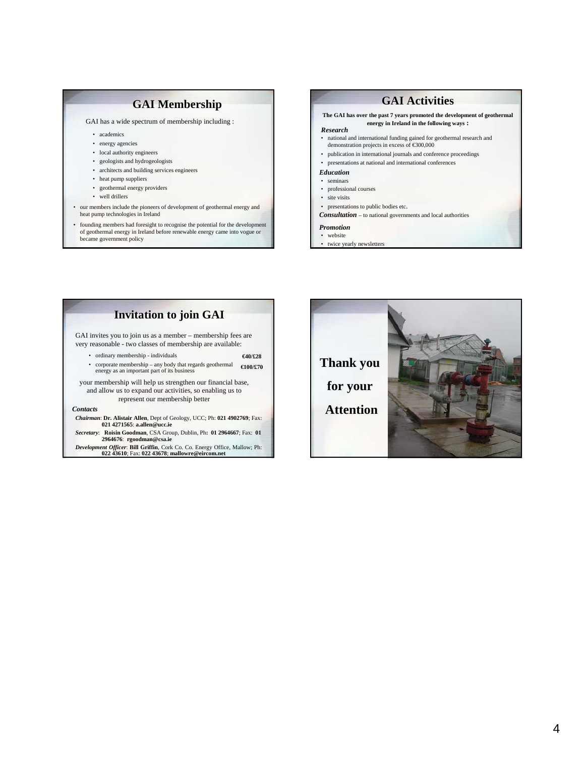## GAI Membership

GAI has a wide spectrum of membership including :

- academics
- energy agencies
- local authority engineers
- geologists and hydrogeologists
- architects and building services engineers
- heat pump suppliers
- geothermal energy providers
- well drillers

- our members include the pioneers of development of geothermal energy and heat pump technologies in Ireland
- founding members had foresight to recognise the potential for the development of geothermal energy in Ireland before renewable energy came into vogue or became government policy

## GAI Activities

**The GAI has over the past 7 years promoted the development of geothermal energy in Ireland in the following ways :**

***Research***

- national and international funding gained for geothermal research and demonstration projects in excess of €300,000
- publication in international journals and conference proceedings
- presentations at national and international conferences

***Education***

- seminars
- professional courses
- site visits
- presentations to public bodies etc.

***Consultation*** – to national governments and local authorities

***Promotion***

- website
- twice yearly newsletters

## Invitation to join GAI

GAI invites you to join us as a member – membership fees are very reasonable - two classes of membership are available:

- ordinary membership - individuals **€40/£28**
- corporate membership – any body that regards geothermal energy as an important part of its business **€100/£70**

your membership will help us strengthen our financial base, and allow us to expand our activities, so enabling us to represent our membership better

***Contacts***

***Chairman***: **Dr. Alistair Allen**, Dept of Geology, UCC; Ph: **021 4902769**; Fax: **021 4271565**: **a.allen@ucc.ie**

***Secretary***: **Roisin Goodman**, CSA Group, Dublin, Ph**: 01 2964667**; Fax: **01 2964676**: **rgoodman@csa.ie**

***Development Officer***: **Bill Griffin**, Cork Co. Co. Energy Office, Mallow; Ph: **022 43610**; Fax: **022 43678**; **mallowre@eircom.net**

## Thank you for your Attention